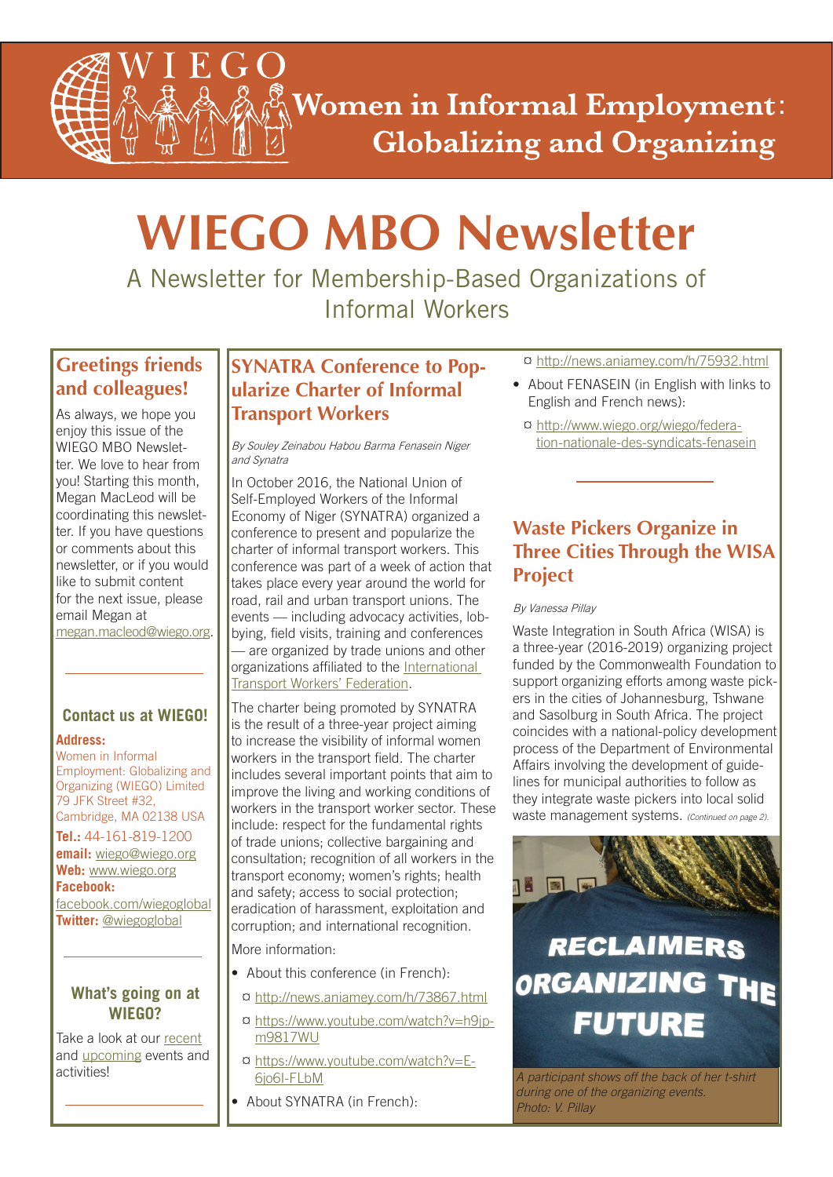# WIEGO

## Women in Informal Employment: Globalizing and Organizing

# WIEGO MBO Newsletter

A Newsletter for Membership-Based Organizations of Informal Workers

## Greetings friends and colleagues!

As always, we hope you enjoy this issue of the WIEGO MBO Newsletter. We love to hear from you! Starting this month, Megan MacLeod will be coordinating this newsletter. If you have questions or comments about this newsletter, or if you would like to submit content for the next issue, please email Megan at megan.macleod@wiego.org.

### Contact us at WIEGO!

**Address:**
Women in Informal Employment: Globalizing and Organizing (WIEGO) Limited
79 JFK Street #32,
Cambridge, MA 02138 USA

**Tel.:** 44-161-819-1200
**email:** wiego@wiego.org
**Web:** www.wiego.org
**Facebook:** facebook.com/wiegoglobal
**Twitter:** @wiegoglobal

### What's going on at WIEGO?

Take a look at our recent and upcoming events and activities!

## SYNATRA Conference to Popularize Charter of Informal Transport Workers

*By Souley Zeinabou Habou Barma Fenasein Niger and Synatra*

In October 2016, the National Union of Self-Employed Workers of the Informal Economy of Niger (SYNATRA) organized a conference to present and popularize the charter of informal transport workers. This conference was part of a week of action that takes place every year around the world for road, rail and urban transport unions. The events — including advocacy activities, lobbying, field visits, training and conferences — are organized by trade unions and other organizations affiliated to the International Transport Workers' Federation.

The charter being promoted by SYNATRA is the result of a three-year project aiming to increase the visibility of informal women workers in the transport field. The charter includes several important points that aim to improve the living and working conditions of workers in the transport worker sector. These include: respect for the fundamental rights of trade unions; collective bargaining and consultation; recognition of all workers in the transport economy; women's rights; health and safety; access to social protection; eradication of harassment, exploitation and corruption; and international recognition.

More information:

- About this conference (in French):
  - ¤ http://news.aniamey.com/h/73867.html
  - ¤ https://www.youtube.com/watch?v=h9jp-m9817WU
  - ¤ https://www.youtube.com/watch?v=E-6jo6I-FLbM
- About SYNATRA (in French):
  - ¤ http://news.aniamey.com/h/75932.html
- About FENASEIN (in English with links to English and French news):
  - ¤ http://www.wiego.org/wiego/federation-nationale-des-syndicats-fenasein

## Waste Pickers Organize in Three Cities Through the WISA Project

*By Vanessa Pillay*

Waste Integration in South Africa (WISA) is a three-year (2016-2019) organizing project funded by the Commonwealth Foundation to support organizing efforts among waste pickers in the cities of Johannesburg, Tshwane and Sasolburg in South Africa. The project coincides with a national-policy development process of the Department of Environmental Affairs involving the development of guidelines for municipal authorities to follow as they integrate waste pickers into local solid waste management systems. *(Continued on page 2).*

*A participant shows off the back of her t-shirt during one of the organizing events. Photo: V. Pillay*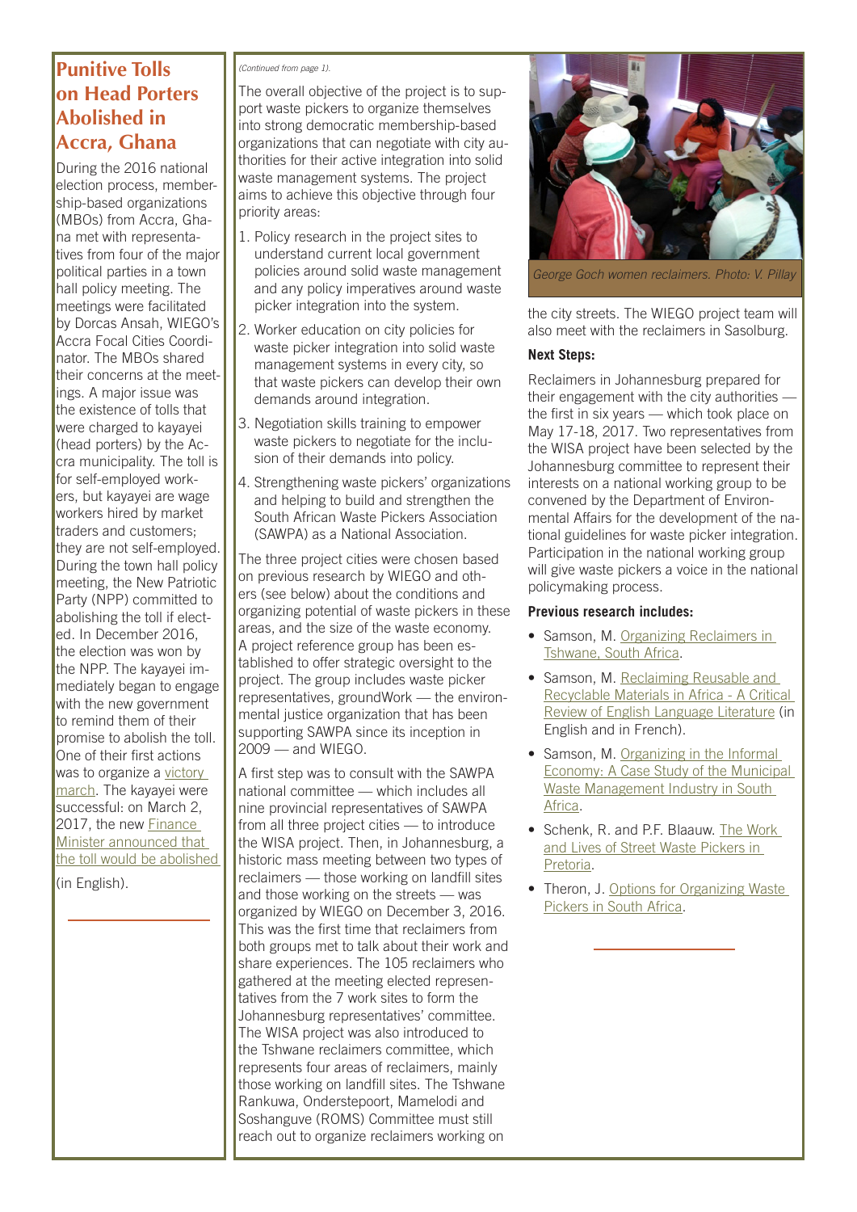## Punitive Tolls on Head Porters Abolished in Accra, Ghana

During the 2016 national election process, membership-based organizations (MBOs) from Accra, Ghana met with representatives from four of the major political parties in a town hall policy meeting. The meetings were facilitated by Dorcas Ansah, WIEGO's Accra Focal Cities Coordinator. The MBOs shared their concerns at the meetings. A major issue was the existence of tolls that were charged to kayayei (head porters) by the Accra municipality. The toll is for self-employed workers, but kayayei are wage workers hired by market traders and customers; they are not self-employed. During the town hall policy meeting, the New Patriotic Party (NPP) committed to abolishing the toll if elected. In December 2016, the election was won by the NPP. The kayayei immediately began to engage with the new government to remind them of their promise to abolish the toll. One of their first actions was to organize a victory march. The kayayei were successful: on March 2, 2017, the new Finance Minister announced that the toll would be abolished (in English).

*(Continued from page 1).*

The overall objective of the project is to support waste pickers to organize themselves into strong democratic membership-based organizations that can negotiate with city authorities for their active integration into solid waste management systems. The project aims to achieve this objective through four priority areas:

1. Policy research in the project sites to understand current local government policies around solid waste management and any policy imperatives around waste picker integration into the system.
2. Worker education on city policies for waste picker integration into solid waste management systems in every city, so that waste pickers can develop their own demands around integration.
3. Negotiation skills training to empower waste pickers to negotiate for the inclusion of their demands into policy.
4. Strengthening waste pickers' organizations and helping to build and strengthen the South African Waste Pickers Association (SAWPA) as a National Association.

The three project cities were chosen based on previous research by WIEGO and others (see below) about the conditions and organizing potential of waste pickers in these areas, and the size of the waste economy. A project reference group has been established to offer strategic oversight to the project. The group includes waste picker representatives, groundWork — the environmental justice organization that has been supporting SAWPA since its inception in 2009 — and WIEGO.

A first step was to consult with the SAWPA national committee — which includes all nine provincial representatives of SAWPA from all three project cities — to introduce the WISA project. Then, in Johannesburg, a historic mass meeting between two types of reclaimers — those working on landfill sites and those working on the streets — was organized by WIEGO on December 3, 2016. This was the first time that reclaimers from both groups met to talk about their work and share experiences. The 105 reclaimers who gathered at the meeting elected representatives from the 7 work sites to form the Johannesburg representatives' committee. The WISA project was also introduced to the Tshwane reclaimers committee, which represents four areas of reclaimers, mainly those working on landfill sites. The Tshwane Rankuwa, Onderstepoort, Mamelodi and Soshanguve (ROMS) Committee must still reach out to organize reclaimers working on the city streets. The WIEGO project team will also meet with the reclaimers in Sasolburg.

George Goch women reclaimers. Photo: V. Pillay

**Next Steps:**

Reclaimers in Johannesburg prepared for their engagement with the city authorities — the first in six years — which took place on May 17-18, 2017. Two representatives from the WISA project have been selected by the Johannesburg committee to represent their interests on a national working group to be convened by the Department of Environmental Affairs for the development of the national guidelines for waste picker integration. Participation in the national working group will give waste pickers a voice in the national policymaking process.

**Previous research includes:**

- Samson, M. Organizing Reclaimers in Tshwane, South Africa.
- Samson, M. Reclaiming Reusable and Recyclable Materials in Africa - A Critical Review of English Language Literature (in English and in French).
- Samson, M. Organizing in the Informal Economy: A Case Study of the Municipal Waste Management Industry in South Africa.
- Schenk, R. and P.F. Blaauw. The Work and Lives of Street Waste Pickers in Pretoria.
- Theron, J. Options for Organizing Waste Pickers in South Africa.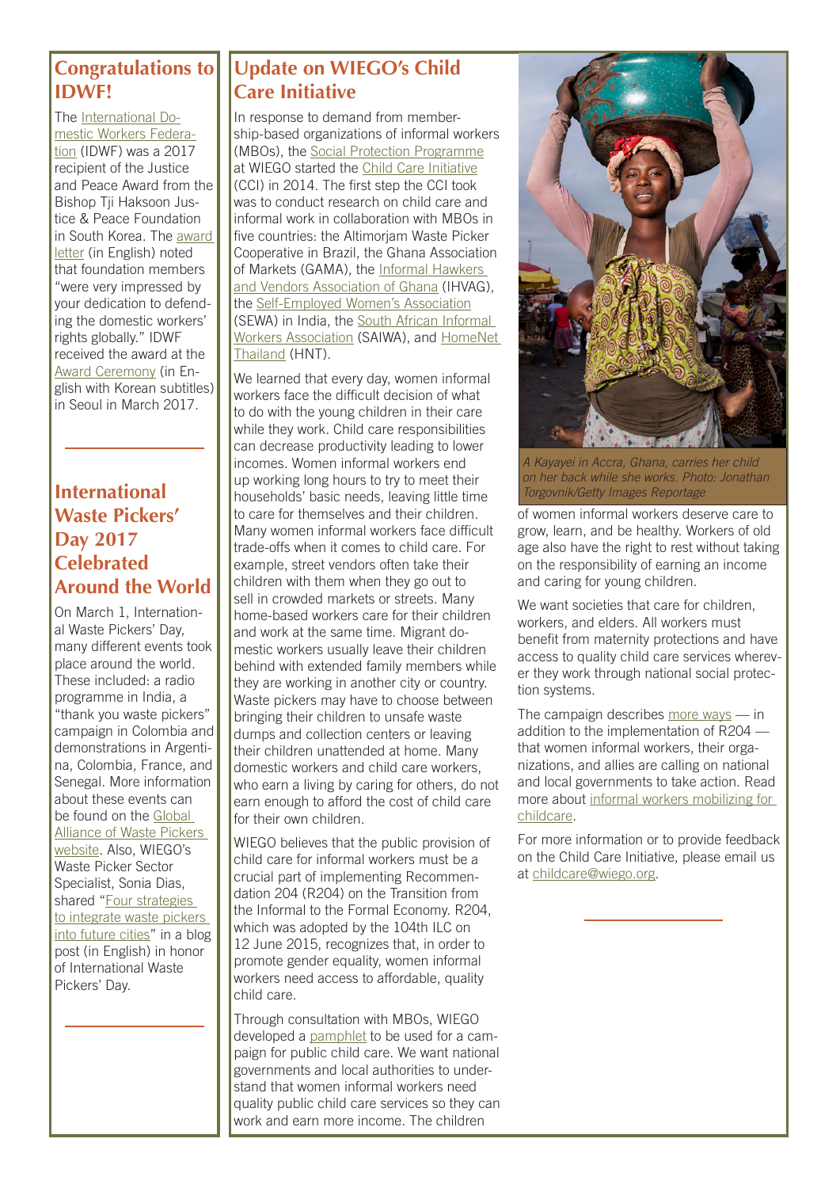## Congratulations to IDWF!

The International Domestic Workers Federation (IDWF) was a 2017 recipient of the Justice and Peace Award from the Bishop Tji Haksoon Justice & Peace Foundation in South Korea. The award letter (in English) noted that foundation members "were very impressed by your dedication to defending the domestic workers' rights globally." IDWF received the award at the Award Ceremony (in English with Korean subtitles) in Seoul in March 2017.

## International Waste Pickers' Day 2017 Celebrated Around the World

On March 1, International Waste Pickers' Day, many different events took place around the world. These included: a radio programme in India, a "thank you waste pickers" campaign in Colombia and demonstrations in Argentina, Colombia, France, and Senegal. More information about these events can be found on the Global Alliance of Waste Pickers website. Also, WIEGO's Waste Picker Sector Specialist, Sonia Dias, shared "Four strategies to integrate waste pickers into future cities" in a blog post (in English) in honor of International Waste Pickers' Day.

## Update on WIEGO's Child Care Initiative

In response to demand from membership-based organizations of informal workers (MBOs), the Social Protection Programme at WIEGO started the Child Care Initiative (CCI) in 2014. The first step the CCI took was to conduct research on child care and informal work in collaboration with MBOs in five countries: the Altimorjam Waste Picker Cooperative in Brazil, the Ghana Association of Markets (GAMA), the Informal Hawkers and Vendors Association of Ghana (IHVAG), the Self-Employed Women's Association (SEWA) in India, the South African Informal Workers Association (SAIWA), and HomeNet Thailand (HNT).

We learned that every day, women informal workers face the difficult decision of what to do with the young children in their care while they work. Child care responsibilities can decrease productivity leading to lower incomes. Women informal workers end up working long hours to try to meet their households' basic needs, leaving little time to care for themselves and their children. Many women informal workers face difficult trade-offs when it comes to child care. For example, street vendors often take their children with them when they go out to sell in crowded markets or streets. Many home-based workers care for their children and work at the same time. Migrant domestic workers usually leave their children behind with extended family members while they are working in another city or country. Waste pickers may have to choose between bringing their children to unsafe waste dumps and collection centers or leaving their children unattended at home. Many domestic workers and child care workers, who earn a living by caring for others, do not earn enough to afford the cost of child care for their own children.

WIEGO believes that the public provision of child care for informal workers must be a crucial part of implementing Recommendation 204 (R204) on the Transition from the Informal to the Formal Economy. R204, which was adopted by the 104th ILC on 12 June 2015, recognizes that, in order to promote gender equality, women informal workers need access to affordable, quality child care.

Through consultation with MBOs, WIEGO developed a pamphlet to be used for a campaign for public child care. We want national governments and local authorities to understand that women informal workers need quality public child care services so they can work and earn more income. The children of women informal workers deserve care to grow, learn, and be healthy. Workers of old age also have the right to rest without taking on the responsibility of earning an income and caring for young children.

*A Kayayei in Accra, Ghana, carries her child on her back while she works. Photo: Jonathan Torgovnik/Getty Images Reportage*

We want societies that care for children, workers, and elders. All workers must benefit from maternity protections and have access to quality child care services wherever they work through national social protection systems.

The campaign describes more ways — in addition to the implementation of R204 — that women informal workers, their organizations, and allies are calling on national and local governments to take action. Read more about informal workers mobilizing for childcare.

For more information or to provide feedback on the Child Care Initiative, please email us at childcare@wiego.org.